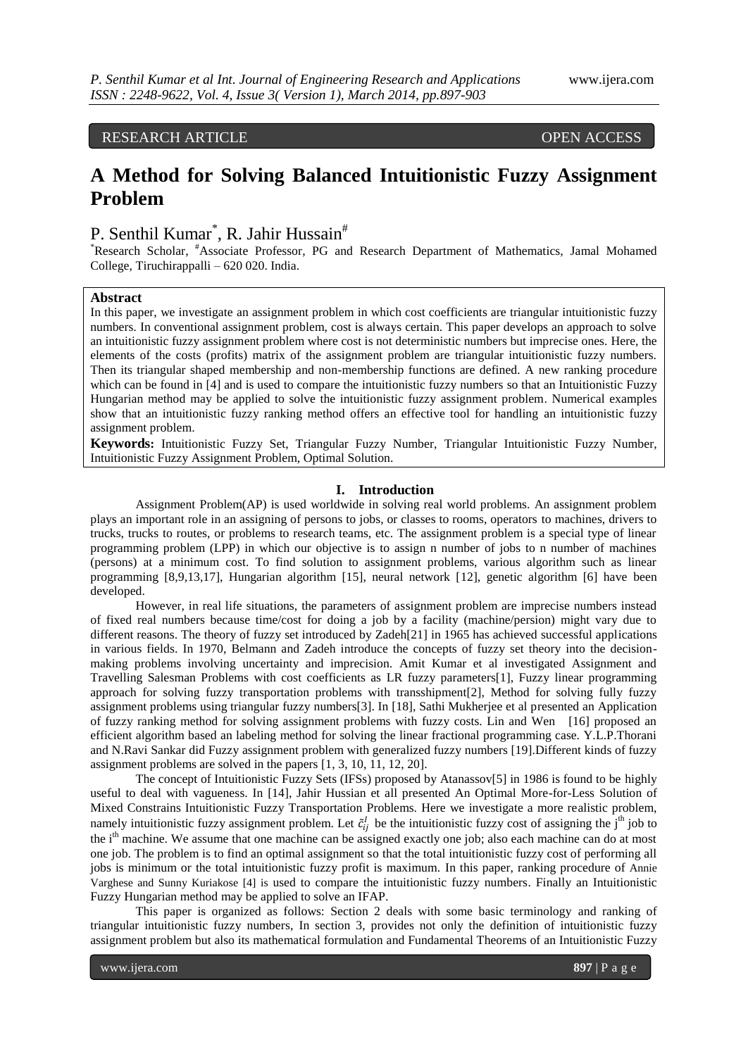RESEARCH ARTICLE OPEN ACCESS

# A Method for Solving Balanced Intuitionistic Fuzzy Assignment Problem

P. Senthil Kumar*, R. Jahir Hussain#

*Research Scholar, #Associate Professor, PG and Research Department of Mathematics, Jamal Mohamed College, Tiruchirappalli – 620 020. India.

**Abstract**

In this paper, we investigate an assignment problem in which cost coefficients are triangular intuitionistic fuzzy numbers. In conventional assignment problem, cost is always certain. This paper develops an approach to solve an intuitionistic fuzzy assignment problem where cost is not deterministic numbers but imprecise ones. Here, the elements of the costs (profits) matrix of the assignment problem are triangular intuitionistic fuzzy numbers. Then its triangular shaped membership and non-membership functions are defined. A new ranking procedure which can be found in [4] and is used to compare the intuitionistic fuzzy numbers so that an Intuitionistic Fuzzy Hungarian method may be applied to solve the intuitionistic fuzzy assignment problem. Numerical examples show that an intuitionistic fuzzy ranking method offers an effective tool for handling an intuitionistic fuzzy assignment problem.

**Keywords:** Intuitionistic Fuzzy Set, Triangular Fuzzy Number, Triangular Intuitionistic Fuzzy Number, Intuitionistic Fuzzy Assignment Problem, Optimal Solution.

## I. Introduction

Assignment Problem(AP) is used worldwide in solving real world problems. An assignment problem plays an important role in an assigning of persons to jobs, or classes to rooms, operators to machines, drivers to trucks, trucks to routes, or problems to research teams, etc. The assignment problem is a special type of linear programming problem (LPP) in which our objective is to assign n number of jobs to n number of machines (persons) at a minimum cost. To find solution to assignment problems, various algorithm such as linear programming [8,9,13,17], Hungarian algorithm [15], neural network [12], genetic algorithm [6] have been developed.

However, in real life situations, the parameters of assignment problem are imprecise numbers instead of fixed real numbers because time/cost for doing a job by a facility (machine/persion) might vary due to different reasons. The theory of fuzzy set introduced by Zadeh[21] in 1965 has achieved successful applications in various fields. In 1970, Belmann and Zadeh introduce the concepts of fuzzy set theory into the decision-making problems involving uncertainty and imprecision. Amit Kumar et al investigated Assignment and Travelling Salesman Problems with cost coefficients as LR fuzzy parameters[1], Fuzzy linear programming approach for solving fuzzy transportation problems with transshipment[2], Method for solving fully fuzzy assignment problems using triangular fuzzy numbers[3]. In [18], Sathi Mukherjee et al presented an Application of fuzzy ranking method for solving assignment problems with fuzzy costs. Lin and Wen [16] proposed an efficient algorithm based an labeling method for solving the linear fractional programming case. Y.L.P.Thorani and N.Ravi Sankar did Fuzzy assignment problem with generalized fuzzy numbers [19].Different kinds of fuzzy assignment problems are solved in the papers [1, 3, 10, 11, 12, 20].

The concept of Intuitionistic Fuzzy Sets (IFSs) proposed by Atanassov[5] in 1986 is found to be highly useful to deal with vagueness. In [14], Jahir Hussian et all presented An Optimal More-for-Less Solution of Mixed Constrains Intuitionistic Fuzzy Transportation Problems. Here we investigate a more realistic problem, namely intuitionistic fuzzy assignment problem. Let $\tilde{c}_{ij}^{I}$ be the intuitionistic fuzzy cost of assigning the j[th] job to the i[th] machine. We assume that one machine can be assigned exactly one job; also each machine can do at most one job. The problem is to find an optimal assignment so that the total intuitionistic fuzzy cost of performing all jobs is minimum or the total intuitionistic fuzzy profit is maximum. In this paper, ranking procedure of Annie Varghese and Sunny Kuriakose [4] is used to compare the intuitionistic fuzzy numbers. Finally an Intuitionistic Fuzzy Hungarian method may be applied to solve an IFAP.

This paper is organized as follows: Section 2 deals with some basic terminology and ranking of triangular intuitionistic fuzzy numbers, In section 3, provides not only the definition of intuitionistic fuzzy assignment problem but also its mathematical formulation and Fundamental Theorems of an Intuitionistic Fuzzy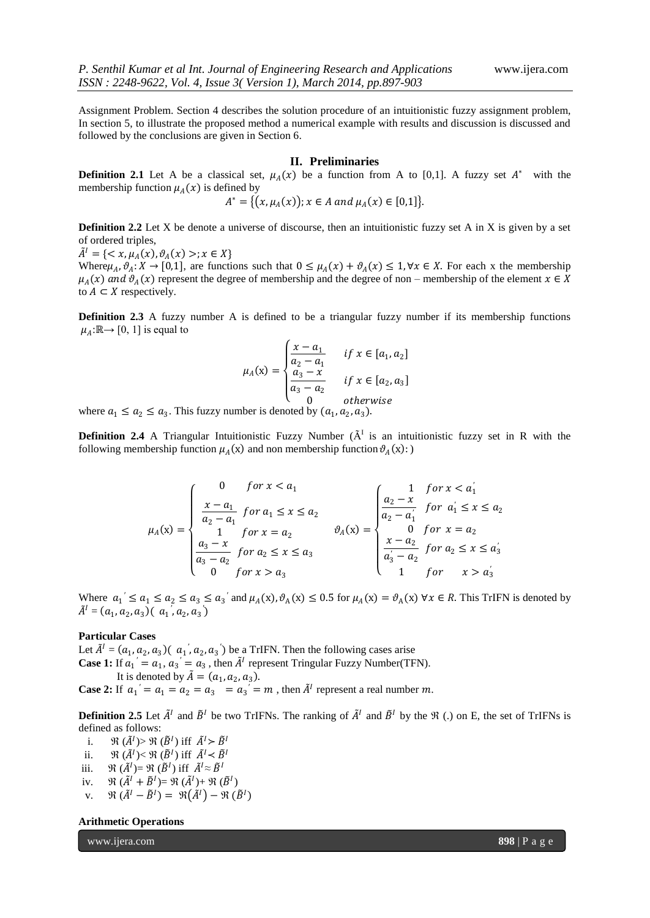Assignment Problem. Section 4 describes the solution procedure of an intuitionistic fuzzy assignment problem, In section 5, to illustrate the proposed method a numerical example with results and discussion is discussed and followed by the conclusions are given in Section 6.

## II. Preliminaries

**Definition 2.1** Let A be a classical set, $\mu_A(x)$ be a function from A to [0,1]. A fuzzy set $A^*$ with the membership function $\mu_A(x)$ is defined by

$$A^* = \{(x, \mu_A(x)); x \in A \text{ and } \mu_A(x) \in [0,1]\}.$$

**Definition 2.2** Let X be denote a universe of discourse, then an intuitionistic fuzzy set A in X is given by a set of ordered triples,

$\tilde{A}^I = \{< x, \mu_A(x), \vartheta_A(x) >; x \in X\}$

Where $\mu_A, \vartheta_A: X \to [0,1]$, are functions such that $0 \le \mu_A(x) + \vartheta_A(x) \le 1, \forall x \in X$. For each x the membership $\mu_A(x)$ and $\vartheta_A(x)$ represent the degree of membership and the degree of non – membership of the element $x \in X$ to $A \subset X$ respectively.

**Definition 2.3** A fuzzy number A is defined to be a triangular fuzzy number if its membership functions $\mu_A: \mathbb{R} \to [0, 1]$ is equal to

$$\mu_A(x) = \begin{cases} \dfrac{x - a_1}{a_2 - a_1} & if\ x \in [a_1, a_2] \\ \dfrac{a_3 - x}{a_3 - a_2} & if\ x \in [a_2, a_3] \\ 0 & otherwise \end{cases}$$

where $a_1 \le a_2 \le a_3$. This fuzzy number is denoted by $(a_1, a_2, a_3)$.

**Definition 2.4** A Triangular Intuitionistic Fuzzy Number ($\tilde{A}^I$ is an intuitionistic fuzzy set in R with the following membership function $\mu_A(x)$ and non membership function $\vartheta_A(x)$: )

$$\mu_A(x) = \begin{cases} 0 & for\ x < a_1 \\ \dfrac{x - a_1}{a_2 - a_1} & for\ a_1 \le x \le a_2 \\ 1 & for\ x = a_2 \\ \dfrac{a_3 - x}{a_3 - a_2} & for\ a_2 \le x \le a_3 \\ 0 & for\ x > a_3 \end{cases} \qquad \vartheta_A(x) = \begin{cases} 1 & for\ x < a_1' \\ \dfrac{a_2 - x}{a_2 - a_1'} & for\ a_1' \le x \le a_2 \\ 0 & for\ x = a_2 \\ \dfrac{x - a_2}{a_3' - a_2} & for\ a_2 \le x \le a_3' \\ 1 & for\ x > a_3' \end{cases}$$

Where $a_1{}' \le a_1 \le a_2 \le a_3 \le a_3{}'$ and $\mu_A(x), \vartheta_A(x) \le 0.5$ for $\mu_A(x) = \vartheta_A(x)\ \forall x \in R$. This TrIFN is denoted by $\tilde{A}^I = (a_1, a_2, a_3)(a_1{}', a_2, a_3{}')$

**Particular Cases**

Let $\tilde{A}^I = (a_1, a_2, a_3)(a_1{}', a_2, a_3{}')$ be a TrIFN. Then the following cases arise

**Case 1:** If $a_1{}' = a_1$, $a_3{}' = a_3$, then $\tilde{A}^I$ represent Tringular Fuzzy Number(TFN).
It is denoted by $\tilde{A} = (a_1, a_2, a_3)$.

**Case 2:** If $a_1{}' = a_1 = a_2 = a_3 = a_3{}' = m$, then $\tilde{A}^I$ represent a real number $m$.

**Definition 2.5** Let $\tilde{A}^I$ and $\tilde{B}^I$ be two TrIFNs. The ranking of $\tilde{A}^I$ and $\tilde{B}^I$ by the $\Re$ (.) on E, the set of TrIFNs is defined as follows:

i. $\Re(\tilde{A}^I) > \Re(\tilde{B}^I)$ iff $\tilde{A}^I \succ \tilde{B}^I$
ii. $\Re(\tilde{A}^I) < \Re(\tilde{B}^I)$ iff $\tilde{A}^I \prec \tilde{B}^I$
iii. $\Re(\tilde{A}^I) = \Re(\tilde{B}^I)$ iff $\tilde{A}^I \approx \tilde{B}^I$
iv. $\Re(\tilde{A}^I + \tilde{B}^I) = \Re(\tilde{A}^I) + \Re(\tilde{B}^I)$
v. $\Re(\tilde{A}^I - \tilde{B}^I) = \Re(\tilde{A}^I) - \Re(\tilde{B}^I)$

**Arithmetic Operations**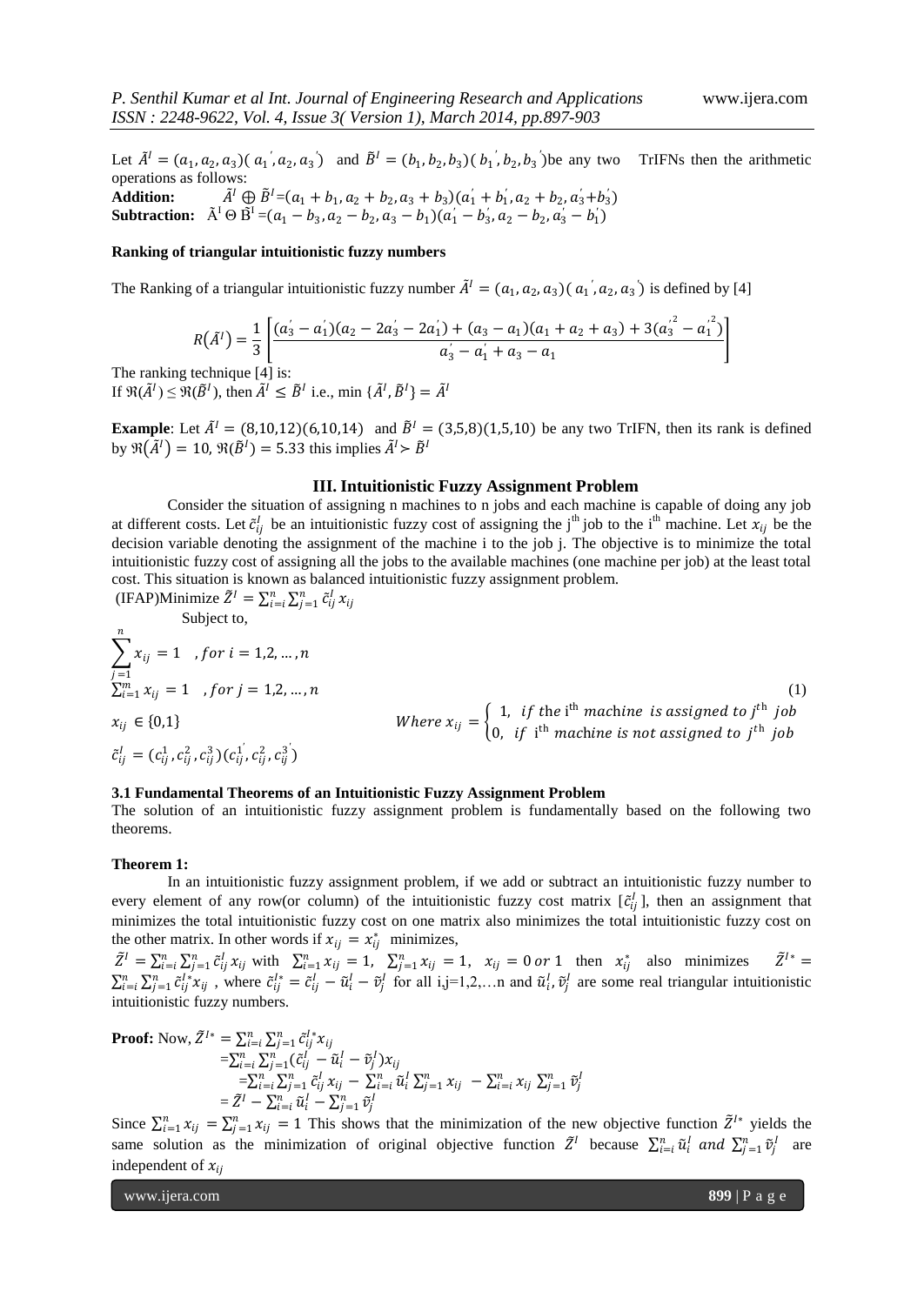Let $\tilde{A}^I = (a_1, a_2, a_3)(a_1^{'}, a_2, a_3^{'})$ and $\tilde{B}^I = (b_1, b_2, b_3)(b_1^{'}, b_2, b_3^{'})$ be any two TrIFNs then the arithmetic operations as follows:

**Addition:** $\tilde{A}^I \oplus \tilde{B}^I = (a_1 + b_1, a_2 + b_2, a_3 + b_3)(a_1^{'} + b_1^{'}, a_2 + b_2, a_3^{'} + b_3^{'})$

**Subtraction:** $\tilde{A}^I \ominus \tilde{B}^I = (a_1 - b_3, a_2 - b_2, a_3 - b_1)(a_1^{'} - b_3^{'}, a_2 - b_2, a_3^{'} - b_1^{'})$

**Ranking of triangular intuitionistic fuzzy numbers**

The Ranking of a triangular intuitionistic fuzzy number $\tilde{A}^I = (a_1, a_2, a_3)(a_1^{'}, a_2, a_3^{'})$ is defined by [4]

$$R(\tilde{A}^I) = \frac{1}{3}\left[\frac{(a_3^{'} - a_1^{'})(a_2 - 2a_3^{'} - 2a_1^{'}) + (a_3 - a_1)(a_1 + a_2 + a_3) + 3(a_3^{'2} - a_1^{'2})}{a_3^{'} - a_1^{'} + a_3 - a_1}\right]$$

The ranking technique [4] is:

If $\Re(\tilde{A}^I) \leq \Re(\tilde{B}^I)$, then $\tilde{A}^I \leq \tilde{B}^I$ i.e., min $\{\tilde{A}^I, \tilde{B}^I\} = \tilde{A}^I$

**Example**: Let $\tilde{A}^I = (8,10,12)(6,10,14)$ and $\tilde{B}^I = (3,5,8)(1,5,10)$ be any two TrIFN, then its rank is defined by $\Re(\tilde{A}^I) = 10$, $\Re(\tilde{B}^I) = 5.33$ this implies $\tilde{A}^I \succ \tilde{B}^I$

## III. Intuitionistic Fuzzy Assignment Problem

Consider the situation of assigning n machines to n jobs and each machine is capable of doing any job at different costs. Let $\tilde{c}_{ij}^I$ be an intuitionistic fuzzy cost of assigning the j[th] job to the i[th] machine. Let $x_{ij}$ be the decision variable denoting the assignment of the machine i to the job j. The objective is to minimize the total intuitionistic fuzzy cost of assigning all the jobs to the available machines (one machine per job) at the least total cost. This situation is known as balanced intuitionistic fuzzy assignment problem.

(IFAP)Minimize $\tilde{Z}^I = \sum_{i=i}^{n}\sum_{j=1}^{n} \tilde{c}_{ij}^I x_{ij}$

Subject to,

$$\sum_{j=1}^{n} x_{ij} = 1 \quad , for\ i = 1,2,\dots,n$$

$$\sum_{i=1}^{m} x_{ij} = 1 \quad , for\ j = 1,2,\dots,n \tag{1}$$

$$x_{ij} \in \{0,1\} \qquad Where\ x_{ij} = \begin{cases} 1, & if\ the\ i^{th}\ machine\ is\ assigned\ to\ j^{th}\ job \\ 0, & if\ i^{th}\ machine\ is\ not\ assigned\ to\ j^{th}\ job \end{cases}$$

$$\tilde{c}_{ij}^I = (c_{ij}^1, c_{ij}^2, c_{ij}^3)(c_{ij}^{1'}, c_{ij}^2, c_{ij}^{3'})$$

### 3.1 Fundamental Theorems of an Intuitionistic Fuzzy Assignment Problem

The solution of an intuitionistic fuzzy assignment problem is fundamentally based on the following two theorems.

**Theorem 1:**

In an intuitionistic fuzzy assignment problem, if we add or subtract an intuitionistic fuzzy number to every element of any row(or column) of the intuitionistic fuzzy cost matrix $[\tilde{c}_{ij}^I]$, then an assignment that minimizes the total intuitionistic fuzzy cost on one matrix also minimizes the total intuitionistic fuzzy cost on the other matrix. In other words if $x_{ij} = x_{ij}^*$ minimizes,

$\tilde{Z}^I = \sum_{i=i}^{n}\sum_{j=1}^{n} \tilde{c}_{ij}^I x_{ij}$ with $\sum_{i=1}^{n} x_{ij} = 1$, $\sum_{j=1}^{n} x_{ij} = 1$, $x_{ij} = 0\ or\ 1$ then $x_{ij}^*$ also minimizes $\tilde{Z}^{I*} = \sum_{i=i}^{n}\sum_{j=1}^{n} \tilde{c}_{ij}^{I*} x_{ij}$ , where $\tilde{c}_{ij}^{I*} = \tilde{c}_{ij}^I - \tilde{u}_i^I - \tilde{v}_j^I$ for all i,j=1,2,…n and $\tilde{u}_i^I, \tilde{v}_j^I$ are some real triangular intuitionistic intuitionistic fuzzy numbers.

**Proof:** Now,

$$\begin{aligned} \tilde{Z}^{I*} &= \sum_{i=i}^{n}\sum_{j=1}^{n} \tilde{c}_{ij}^{I*} x_{ij} \\ &= \sum_{i=i}^{n}\sum_{j=1}^{n} (\tilde{c}_{ij}^I - \tilde{u}_i^I - \tilde{v}_j^I) x_{ij} \\ &= \sum_{i=i}^{n}\sum_{j=1}^{n} \tilde{c}_{ij}^I x_{ij} - \sum_{i=i}^{n} \tilde{u}_i^I \sum_{j=1}^{n} x_{ij} - \sum_{i=i}^{n} x_{ij} \sum_{j=1}^{n} \tilde{v}_j^I \\ &= \tilde{Z}^I - \sum_{i=i}^{n} \tilde{u}_i^I - \sum_{j=1}^{n} \tilde{v}_j^I \end{aligned}$$

Since $\sum_{i=1}^{n} x_{ij} = \sum_{j=1}^{n} x_{ij} = 1$ This shows that the minimization of the new objective function $\tilde{Z}^{I*}$ yields the same solution as the minimization of original objective function $\tilde{Z}^I$ because $\sum_{i=i}^{n} \tilde{u}_i^I\ and\ \sum_{j=1}^{n} \tilde{v}_j^I$ are independent of $x_{ij}$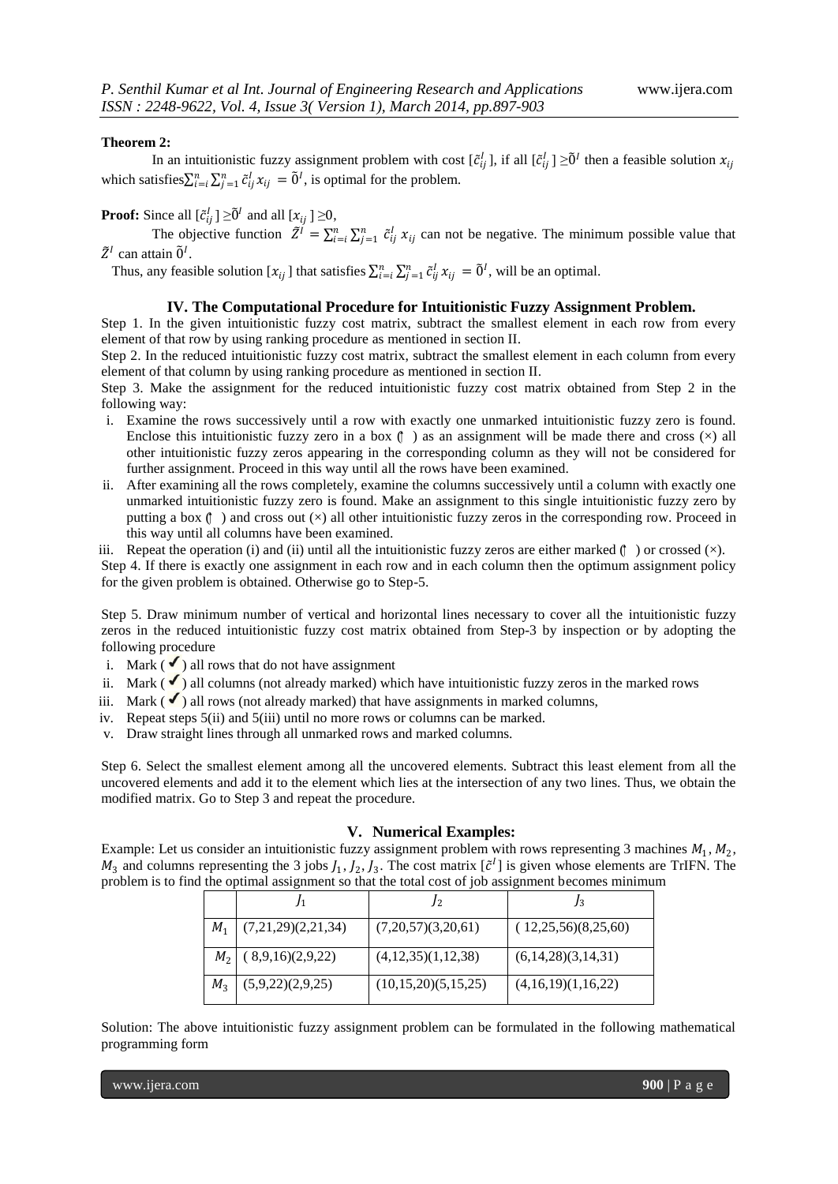**Theorem 2:**

In an intuitionistic fuzzy assignment problem with cost $[\tilde{c}_{ij}^{I}]$, if all $[\tilde{c}_{ij}^{I}] \geq \tilde{0}^{I}$ then a feasible solution $x_{ij}$ which satisfies $\sum_{i=i}^{n}\sum_{j=1}^{n}\tilde{c}_{ij}^{I}x_{ij} = \tilde{0}^{I}$, is optimal for the problem.

**Proof:** Since all $[\tilde{c}_{ij}^{I}] \geq \tilde{0}^{I}$ and all $[x_{ij}] \geq 0$,

The objective function $\tilde{Z}^{I} = \sum_{i=i}^{n}\sum_{j=1}^{n}\tilde{c}_{ij}^{I}x_{ij}$ can not be negative. The minimum possible value that $\tilde{Z}^{I}$ can attain $\tilde{0}^{I}$.

Thus, any feasible solution $[x_{ij}]$ that satisfies $\sum_{i=i}^{n}\sum_{j=1}^{n}\tilde{c}_{ij}^{I}x_{ij} = \tilde{0}^{I}$, will be an optimal.

## IV. The Computational Procedure for Intuitionistic Fuzzy Assignment Problem.

Step 1. In the given intuitionistic fuzzy cost matrix, subtract the smallest element in each row from every element of that row by using ranking procedure as mentioned in section II.

Step 2. In the reduced intuitionistic fuzzy cost matrix, subtract the smallest element in each column from every element of that column by using ranking procedure as mentioned in section II.

Step 3. Make the assignment for the reduced intuitionistic fuzzy cost matrix obtained from Step 2 in the following way:

i. Examine the rows successively until a row with exactly one unmarked intuitionistic fuzzy zero is found. Enclose this intuitionistic fuzzy zero in a box (▯) as an assignment will be made there and cross (×) all other intuitionistic fuzzy zeros appearing in the corresponding column as they will not be considered for further assignment. Proceed in this way until all the rows have been examined.

ii. After examining all the rows completely, examine the columns successively until a column with exactly one unmarked intuitionistic fuzzy zero is found. Make an assignment to this single intuitionistic fuzzy zero by putting a box (▯) and cross out (×) all other intuitionistic fuzzy zeros in the corresponding row. Proceed in this way until all columns have been examined.

iii. Repeat the operation (i) and (ii) until all the intuitionistic fuzzy zeros are either marked (▯) or crossed (×).

Step 4. If there is exactly one assignment in each row and in each column then the optimum assignment policy for the given problem is obtained. Otherwise go to Step-5.

Step 5. Draw minimum number of vertical and horizontal lines necessary to cover all the intuitionistic fuzzy zeros in the reduced intuitionistic fuzzy cost matrix obtained from Step-3 by inspection or by adopting the following procedure

i. Mark (✓) all rows that do not have assignment
ii. Mark (✓) all columns (not already marked) which have intuitionistic fuzzy zeros in the marked rows
iii. Mark (✓) all rows (not already marked) that have assignments in marked columns,
iv. Repeat steps 5(ii) and 5(iii) until no more rows or columns can be marked.
v. Draw straight lines through all unmarked rows and marked columns.

Step 6. Select the smallest element among all the uncovered elements. Subtract this least element from all the uncovered elements and add it to the element which lies at the intersection of any two lines. Thus, we obtain the modified matrix. Go to Step 3 and repeat the procedure.

## V. Numerical Examples:

Example: Let us consider an intuitionistic fuzzy assignment problem with rows representing 3 machines $M_1, M_2, M_3$ and columns representing the 3 jobs $J_1, J_2, J_3$. The cost matrix $[\tilde{c}^{I}]$ is given whose elements are TrIFN. The problem is to find the optimal assignment so that the total cost of job assignment becomes minimum

| | $J_1$ | $J_2$ | $J_3$ |
|---|---|---|---|
| $M_1$ | (7,21,29)(2,21,34) | (7,20,57)(3,20,61) | ( 12,25,56)(8,25,60) |
| $M_2$ | ( 8,9,16)(2,9,22) | (4,12,35)(1,12,38) | (6,14,28)(3,14,31) |
| $M_3$ | (5,9,22)(2,9,25) | (10,15,20)(5,15,25) | (4,16,19)(1,16,22) |

Solution: The above intuitionistic fuzzy assignment problem can be formulated in the following mathematical programming form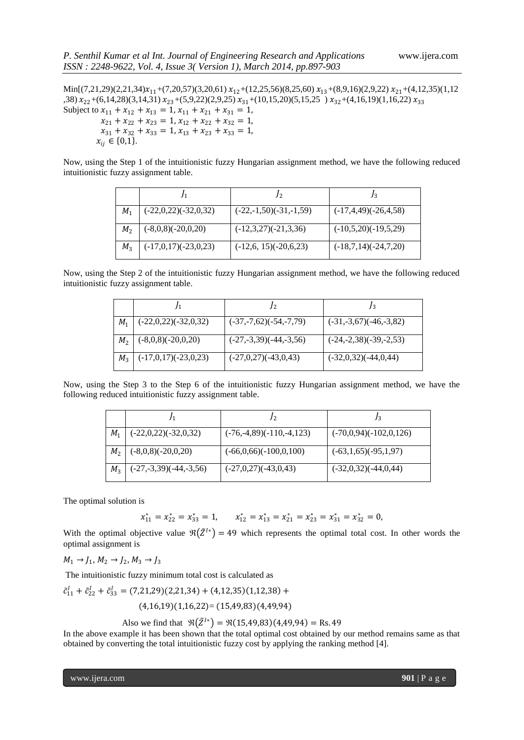Min[(7,21,29)(2,21,34)$x_{11}$+(7,20,57)(3,20,61) $x_{12}$+(12,25,56)(8,25,60) $x_{13}$+(8,9,16)(2,9,22) $x_{21}$+(4,12,35)(1,12,38) $x_{22}$+(6,14,28)(3,14,31) $x_{23}$+(5,9,22)(2,9,25) $x_{31}$+(10,15,20)(5,15,25 ) $x_{32}$+(4,16,19)(1,16,22) $x_{33}$

Subject to $x_{11} + x_{12} + x_{13} = 1$, $x_{11} + x_{21} + x_{31} = 1$,

$x_{21} + x_{22} + x_{23} = 1$, $x_{12} + x_{22} + x_{32} = 1$,

$x_{31} + x_{32} + x_{33} = 1$, $x_{13} + x_{23} + x_{33} = 1$,

$x_{ij} \in \{0,1\}$.

Now, using the Step 1 of the intuitionistic fuzzy Hungarian assignment method, we have the following reduced intuitionistic fuzzy assignment table.

| | $J_1$ | $J_2$ | $J_3$ |
|---|---|---|---|
| $M_1$ | (-22,0,22)(-32,0,32) | (-22,-1,50)(-31,-1,59) | (-17,4,49)(-26,4,58) |
| $M_2$ | (-8,0,8)(-20,0,20) | (-12,3,27)(-21,3,36) | (-10,5,20)(-19,5,29) |
| $M_3$ | (-17,0,17)(-23,0,23) | (-12,6, 15)(-20,6,23) | (-18,7,14)(-24,7,20) |

Now, using the Step 2 of the intuitionistic fuzzy Hungarian assignment method, we have the following reduced intuitionistic fuzzy assignment table.

| | $J_1$ | $J_2$ | $J_3$ |
|---|---|---|---|
| $M_1$ | (-22,0,22)(-32,0,32) | (-37,-7,62)(-54,-7,79) | (-31,-3,67)(-46,-3,82) |
| $M_2$ | (-8,0,8)(-20,0,20) | (-27,-3,39)(-44,-3,56) | (-24,-2,38)(-39,-2,53) |
| $M_3$ | (-17,0,17)(-23,0,23) | (-27,0,27)(-43,0,43) | (-32,0,32)(-44,0,44) |

Now, using the Step 3 to the Step 6 of the intuitionistic fuzzy Hungarian assignment method, we have the following reduced intuitionistic fuzzy assignment table.

| | $J_1$ | $J_2$ | $J_3$ |
|---|---|---|---|
| $M_1$ | (-22,0,22)(-32,0,32) | (-76,-4,89)(-110,-4,123) | (-70,0,94)(-102,0,126) |
| $M_2$ | (-8,0,8)(-20,0,20) | (-66,0,66)(-100,0,100) | (-63,1,65)(-95,1,97) |
| $M_3$ | (-27,-3,39)(-44,-3,56) | (-27,0,27)(-43,0,43) | (-32,0,32)(-44,0,44) |

The optimal solution is

$$x_{11}^* = x_{22}^* = x_{33}^* = 1, \qquad x_{12}^* = x_{13}^* = x_{21}^* = x_{23}^* = x_{31}^* = x_{32}^* = 0,$$

With the optimal objective value $\Re(\tilde{Z}^{I*}) = 49$ which represents the optimal total cost. In other words the optimal assignment is

$M_1 \to J_1$, $M_2 \to J_2$, $M_3 \to J_3$

The intuitionistic fuzzy minimum total cost is calculated as

$$\tilde{c}_{11}^I + \tilde{c}_{22}^I + \tilde{c}_{33}^I = (7,21,29)(2,21,34) + (4,12,35)(1,12,38) + (4,16,19)(1,16,22) = (15,49,83)(4,49,94)$$

Also we find that $\Re(\tilde{Z}^{I*}) = \Re(15,49,83)(4,49,94) = \text{Rs.}49$

In the above example it has been shown that the total optimal cost obtained by our method remains same as that obtained by converting the total intuitionistic fuzzy cost by applying the ranking method [4].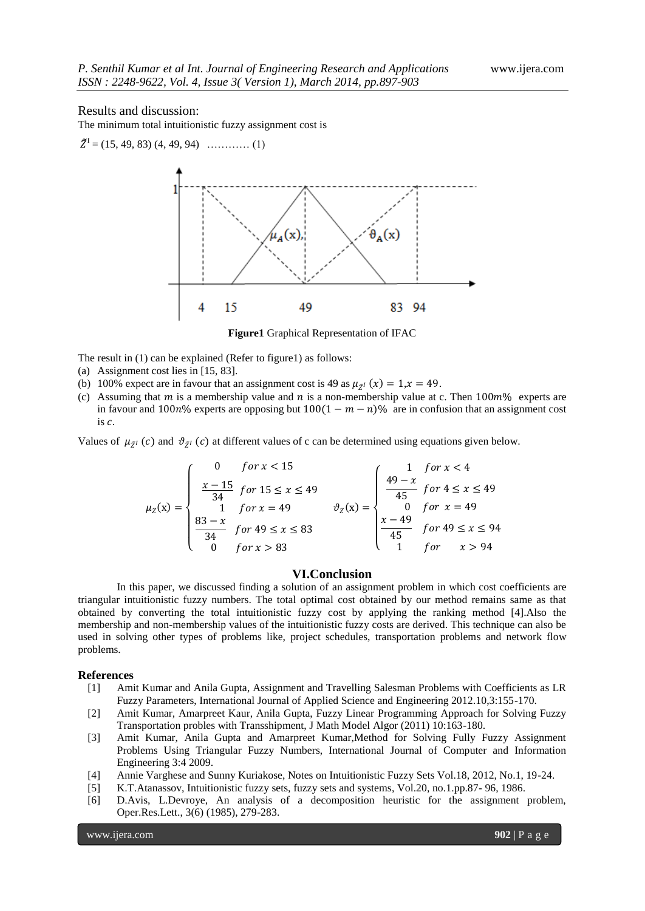Results and discussion:

The minimum total intuitionistic fuzzy assignment cost is

$\tilde{Z}^{I} = (15, 49, 83)\ (4, 49, 94)$ ………… (1)

**Figure1** Graphical Representation of IFAC

The result in (1) can be explained (Refer to figure1) as follows:

(a) Assignment cost lies in [15, 83].

(b) 100% expect are in favour that an assignment cost is 49 as $\mu_{\tilde{Z}^I}(x) = 1, x = 49$.

(c) Assuming that $m$ is a membership value and $n$ is a non-membership value at c. Then $100m\%$ experts are in favour and $100n\%$ experts are opposing but $100(1-m-n)\%$ are in confusion that an assignment cost is $c$.

Values of $\mu_{\tilde{Z}^I}(c)$ and $\vartheta_{\tilde{Z}^I}(c)$ at different values of c can be determined using equations given below.

$$\mu_Z(x) = \begin{cases} 0 & for\ x < 15 \\ \dfrac{x-15}{34} & for\ 15 \le x \le 49 \\ 1 & for\ x = 49 \\ \dfrac{83-x}{34} & for\ 49 \le x \le 83 \\ 0 & for\ x > 83 \end{cases} \qquad \vartheta_Z(x) = \begin{cases} 1 & for\ x < 4 \\ \dfrac{49-x}{45} & for\ 4 \le x \le 49 \\ 0 & for\ x = 49 \\ \dfrac{x-49}{45} & for\ 49 \le x \le 94 \\ 1 & for\ x > 94 \end{cases}$$

## VI.Conclusion

In this paper, we discussed finding a solution of an assignment problem in which cost coefficients are triangular intuitionistic fuzzy numbers. The total optimal cost obtained by our method remains same as that obtained by converting the total intuitionistic fuzzy cost by applying the ranking method [4].Also the membership and non-membership values of the intuitionistic fuzzy costs are derived. This technique can also be used in solving other types of problems like, project schedules, transportation problems and network flow problems.

## References

[1] Amit Kumar and Anila Gupta, Assignment and Travelling Salesman Problems with Coefficients as LR Fuzzy Parameters, International Journal of Applied Science and Engineering 2012.10,3:155-170.

[2] Amit Kumar, Amarpreet Kaur, Anila Gupta, Fuzzy Linear Programming Approach for Solving Fuzzy Transportation probles with Transshipment, J Math Model Algor (2011) 10:163-180.

[3] Amit Kumar, Anila Gupta and Amarpreet Kumar,Method for Solving Fully Fuzzy Assignment Problems Using Triangular Fuzzy Numbers, International Journal of Computer and Information Engineering 3:4 2009.

[4] Annie Varghese and Sunny Kuriakose, Notes on Intuitionistic Fuzzy Sets Vol.18, 2012, No.1, 19-24.

[5] K.T.Atanassov, Intuitionistic fuzzy sets, fuzzy sets and systems, Vol.20, no.1.pp.87- 96, 1986.

[6] D.Avis, L.Devroye, An analysis of a decomposition heuristic for the assignment problem, Oper.Res.Lett., 3(6) (1985), 279-283.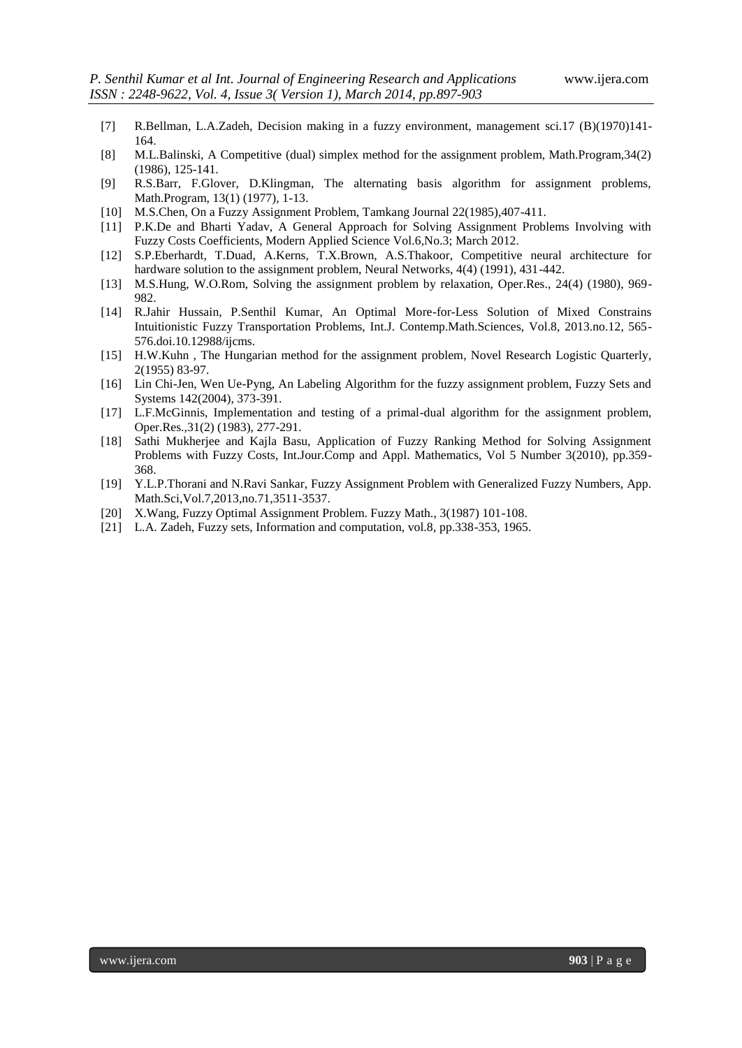[7] R.Bellman, L.A.Zadeh, Decision making in a fuzzy environment, management sci.17 (B)(1970)141-164.

[8] M.L.Balinski, A Competitive (dual) simplex method for the assignment problem, Math.Program,34(2) (1986), 125-141.

[9] R.S.Barr, F.Glover, D.Klingman, The alternating basis algorithm for assignment problems, Math.Program, 13(1) (1977), 1-13.

[10] M.S.Chen, On a Fuzzy Assignment Problem, Tamkang Journal 22(1985),407-411.

[11] P.K.De and Bharti Yadav, A General Approach for Solving Assignment Problems Involving with Fuzzy Costs Coefficients, Modern Applied Science Vol.6,No.3; March 2012.

[12] S.P.Eberhardt, T.Duad, A.Kerns, T.X.Brown, A.S.Thakoor, Competitive neural architecture for hardware solution to the assignment problem, Neural Networks, 4(4) (1991), 431-442.

[13] M.S.Hung, W.O.Rom, Solving the assignment problem by relaxation, Oper.Res., 24(4) (1980), 969-982.

[14] R.Jahir Hussain, P.Senthil Kumar, An Optimal More-for-Less Solution of Mixed Constrains Intuitionistic Fuzzy Transportation Problems, Int.J. Contemp.Math.Sciences, Vol.8, 2013.no.12, 565-576.doi.10.12988/ijcms.

[15] H.W.Kuhn , The Hungarian method for the assignment problem, Novel Research Logistic Quarterly, 2(1955) 83-97.

[16] Lin Chi-Jen, Wen Ue-Pyng, An Labeling Algorithm for the fuzzy assignment problem, Fuzzy Sets and Systems 142(2004), 373-391.

[17] L.F.McGinnis, Implementation and testing of a primal-dual algorithm for the assignment problem, Oper.Res.,31(2) (1983), 277-291.

[18] Sathi Mukherjee and Kajla Basu, Application of Fuzzy Ranking Method for Solving Assignment Problems with Fuzzy Costs, Int.Jour.Comp and Appl. Mathematics, Vol 5 Number 3(2010), pp.359-368.

[19] Y.L.P.Thorani and N.Ravi Sankar, Fuzzy Assignment Problem with Generalized Fuzzy Numbers, App. Math.Sci,Vol.7,2013,no.71,3511-3537.

[20] X.Wang, Fuzzy Optimal Assignment Problem. Fuzzy Math., 3(1987) 101-108.

[21] L.A. Zadeh, Fuzzy sets, Information and computation, vol.8, pp.338-353, 1965.